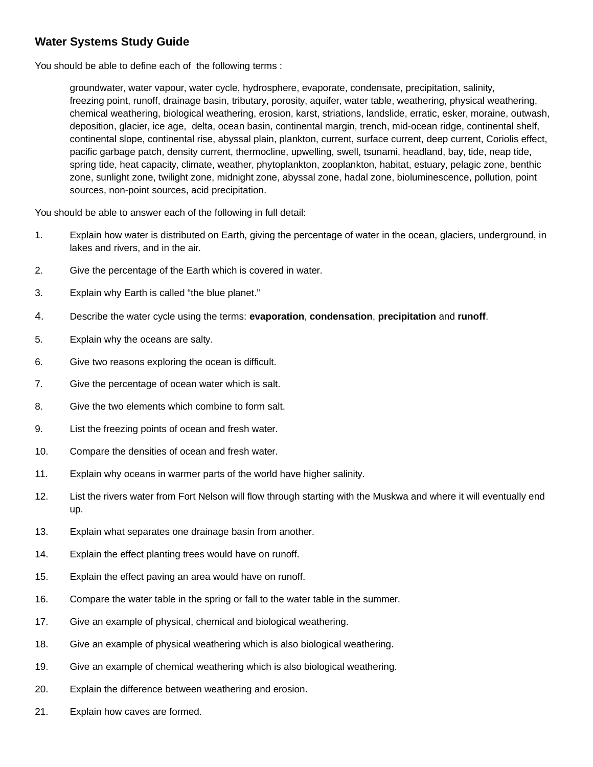## Water Systems Study Guide

You should be able to define each of the following terms :

> groundwater, water vapour, water cycle, hydrosphere, evaporate, condensate, precipitation, salinity, freezing point, runoff, drainage basin, tributary, porosity, aquifer, water table, weathering, physical weathering, chemical weathering, biological weathering, erosion, karst, striations, landslide, erratic, esker, moraine, outwash, deposition, glacier, ice age, delta, ocean basin, continental margin, trench, mid-ocean ridge, continental shelf, continental slope, continental rise, abyssal plain, plankton, current, surface current, deep current, Coriolis effect, pacific garbage patch, density current, thermocline, upwelling, swell, tsunami, headland, bay, tide, neap tide, spring tide, heat capacity, climate, weather, phytoplankton, zooplankton, habitat, estuary, pelagic zone, benthic zone, sunlight zone, twilight zone, midnight zone, abyssal zone, hadal zone, bioluminescence, pollution, point sources, non-point sources, acid precipitation.

You should be able to answer each of the following in full detail:

1. Explain how water is distributed on Earth, giving the percentage of water in the ocean, glaciers, underground, in lakes and rivers, and in the air.
2. Give the percentage of the Earth which is covered in water.
3. Explain why Earth is called "the blue planet."
4. Describe the water cycle using the terms: **evaporation**, **condensation**, **precipitation** and **runoff**.
5. Explain why the oceans are salty.
6. Give two reasons exploring the ocean is difficult.
7. Give the percentage of ocean water which is salt.
8. Give the two elements which combine to form salt.
9. List the freezing points of ocean and fresh water.
10. Compare the densities of ocean and fresh water.
11. Explain why oceans in warmer parts of the world have higher salinity.
12. List the rivers water from Fort Nelson will flow through starting with the Muskwa and where it will eventually end up.
13. Explain what separates one drainage basin from another.
14. Explain the effect planting trees would have on runoff.
15. Explain the effect paving an area would have on runoff.
16. Compare the water table in the spring or fall to the water table in the summer.
17. Give an example of physical, chemical and biological weathering.
18. Give an example of physical weathering which is also biological weathering.
19. Give an example of chemical weathering which is also biological weathering.
20. Explain the difference between weathering and erosion.
21. Explain how caves are formed.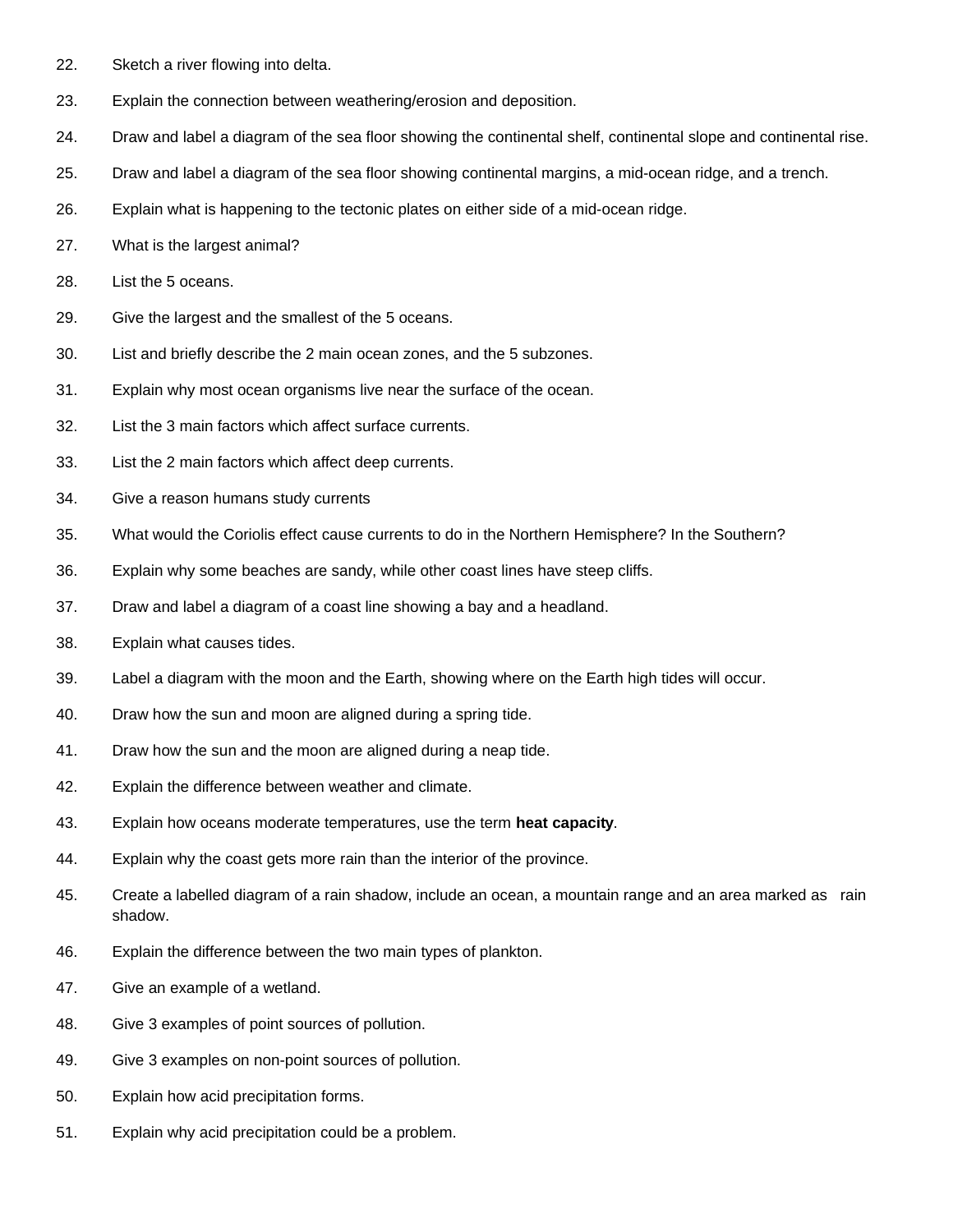22. Sketch a river flowing into delta.
23. Explain the connection between weathering/erosion and deposition.
24. Draw and label a diagram of the sea floor showing the continental shelf, continental slope and continental rise.
25. Draw and label a diagram of the sea floor showing continental margins, a mid-ocean ridge, and a trench.
26. Explain what is happening to the tectonic plates on either side of a mid-ocean ridge.
27. What is the largest animal?
28. List the 5 oceans.
29. Give the largest and the smallest of the 5 oceans.
30. List and briefly describe the 2 main ocean zones, and the 5 subzones.
31. Explain why most ocean organisms live near the surface of the ocean.
32. List the 3 main factors which affect surface currents.
33. List the 2 main factors which affect deep currents.
34. Give a reason humans study currents
35. What would the Coriolis effect cause currents to do in the Northern Hemisphere? In the Southern?
36. Explain why some beaches are sandy, while other coast lines have steep cliffs.
37. Draw and label a diagram of a coast line showing a bay and a headland.
38. Explain what causes tides.
39. Label a diagram with the moon and the Earth, showing where on the Earth high tides will occur.
40. Draw how the sun and moon are aligned during a spring tide.
41. Draw how the sun and the moon are aligned during a neap tide.
42. Explain the difference between weather and climate.
43. Explain how oceans moderate temperatures, use the term **heat capacity**.
44. Explain why the coast gets more rain than the interior of the province.
45. Create a labelled diagram of a rain shadow, include an ocean, a mountain range and an area marked as rain shadow.
46. Explain the difference between the two main types of plankton.
47. Give an example of a wetland.
48. Give 3 examples of point sources of pollution.
49. Give 3 examples on non-point sources of pollution.
50. Explain how acid precipitation forms.
51. Explain why acid precipitation could be a problem.